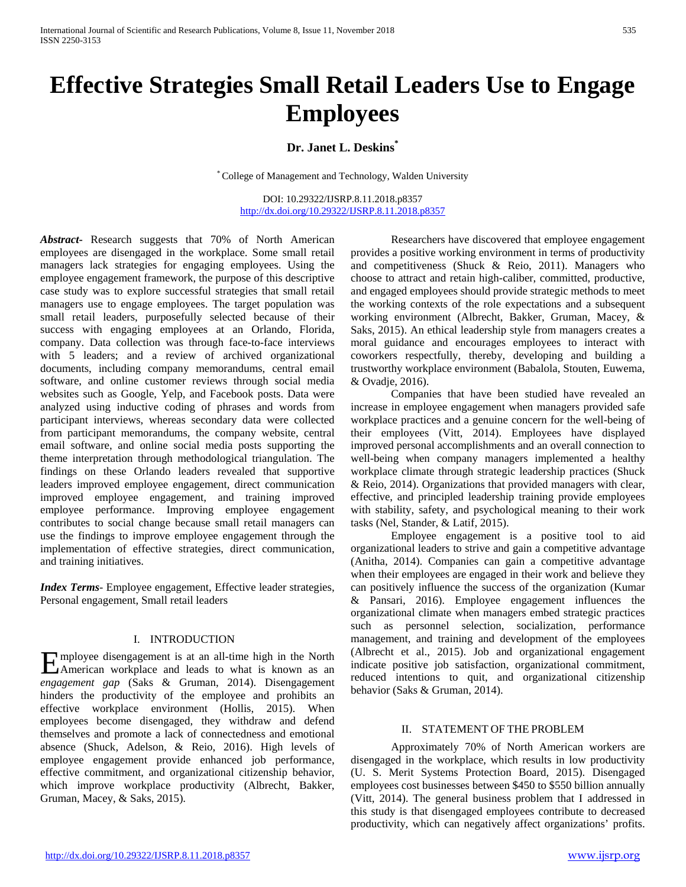# Effective Strategies Small Retail Leaders Use to Engage Employees

**Dr. Janet L. Deskins[*]**

[*] College of Management and Technology, Walden University

DOI: 10.29322/IJSRP.8.11.2018.p8357
http://dx.doi.org/10.29322/IJSRP.8.11.2018.p8357

***Abstract***- Research suggests that 70% of North American employees are disengaged in the workplace. Some small retail managers lack strategies for engaging employees. Using the employee engagement framework, the purpose of this descriptive case study was to explore successful strategies that small retail managers use to engage employees. The target population was small retail leaders, purposefully selected because of their success with engaging employees at an Orlando, Florida, company. Data collection was through face-to-face interviews with 5 leaders; and a review of archived organizational documents, including company memorandums, central email software, and online customer reviews through social media websites such as Google, Yelp, and Facebook posts. Data were analyzed using inductive coding of phrases and words from participant interviews, whereas secondary data were collected from participant memorandums, the company website, central email software, and online social media posts supporting the theme interpretation through methodological triangulation. The findings on these Orlando leaders revealed that supportive leaders improved employee engagement, direct communication improved employee engagement, and training improved employee performance. Improving employee engagement contributes to social change because small retail managers can use the findings to improve employee engagement through the implementation of effective strategies, direct communication, and training initiatives.

***Index Terms***- Employee engagement, Effective leader strategies, Personal engagement, Small retail leaders

## I. INTRODUCTION

Employee disengagement is at an all-time high in the North American workplace and leads to what is known as an *engagement gap* (Saks & Gruman, 2014). Disengagement hinders the productivity of the employee and prohibits an effective workplace environment (Hollis, 2015). When employees become disengaged, they withdraw and defend themselves and promote a lack of connectedness and emotional absence (Shuck, Adelson, & Reio, 2016). High levels of employee engagement provide enhanced job performance, effective commitment, and organizational citizenship behavior, which improve workplace productivity (Albrecht, Bakker, Gruman, Macey, & Saks, 2015).

Researchers have discovered that employee engagement provides a positive working environment in terms of productivity and competitiveness (Shuck & Reio, 2011). Managers who choose to attract and retain high-caliber, committed, productive, and engaged employees should provide strategic methods to meet the working contexts of the role expectations and a subsequent working environment (Albrecht, Bakker, Gruman, Macey, & Saks, 2015). An ethical leadership style from managers creates a moral guidance and encourages employees to interact with coworkers respectfully, thereby, developing and building a trustworthy workplace environment (Babalola, Stouten, Euwema, & Ovadje, 2016).

Companies that have been studied have revealed an increase in employee engagement when managers provided safe workplace practices and a genuine concern for the well-being of their employees (Vitt, 2014). Employees have displayed improved personal accomplishments and an overall connection to well-being when company managers implemented a healthy workplace climate through strategic leadership practices (Shuck & Reio, 2014). Organizations that provided managers with clear, effective, and principled leadership training provide employees with stability, safety, and psychological meaning to their work tasks (Nel, Stander, & Latif, 2015).

Employee engagement is a positive tool to aid organizational leaders to strive and gain a competitive advantage (Anitha, 2014). Companies can gain a competitive advantage when their employees are engaged in their work and believe they can positively influence the success of the organization (Kumar & Pansari, 2016). Employee engagement influences the organizational climate when managers embed strategic practices such as personnel selection, socialization, performance management, and training and development of the employees (Albrecht et al., 2015). Job and organizational engagement indicate positive job satisfaction, organizational commitment, reduced intentions to quit, and organizational citizenship behavior (Saks & Gruman, 2014).

## II. STATEMENT OF THE PROBLEM

Approximately 70% of North American workers are disengaged in the workplace, which results in low productivity (U. S. Merit Systems Protection Board, 2015). Disengaged employees cost businesses between $450 to $550 billion annually (Vitt, 2014). The general business problem that I addressed in this study is that disengaged employees contribute to decreased productivity, which can negatively affect organizations' profits.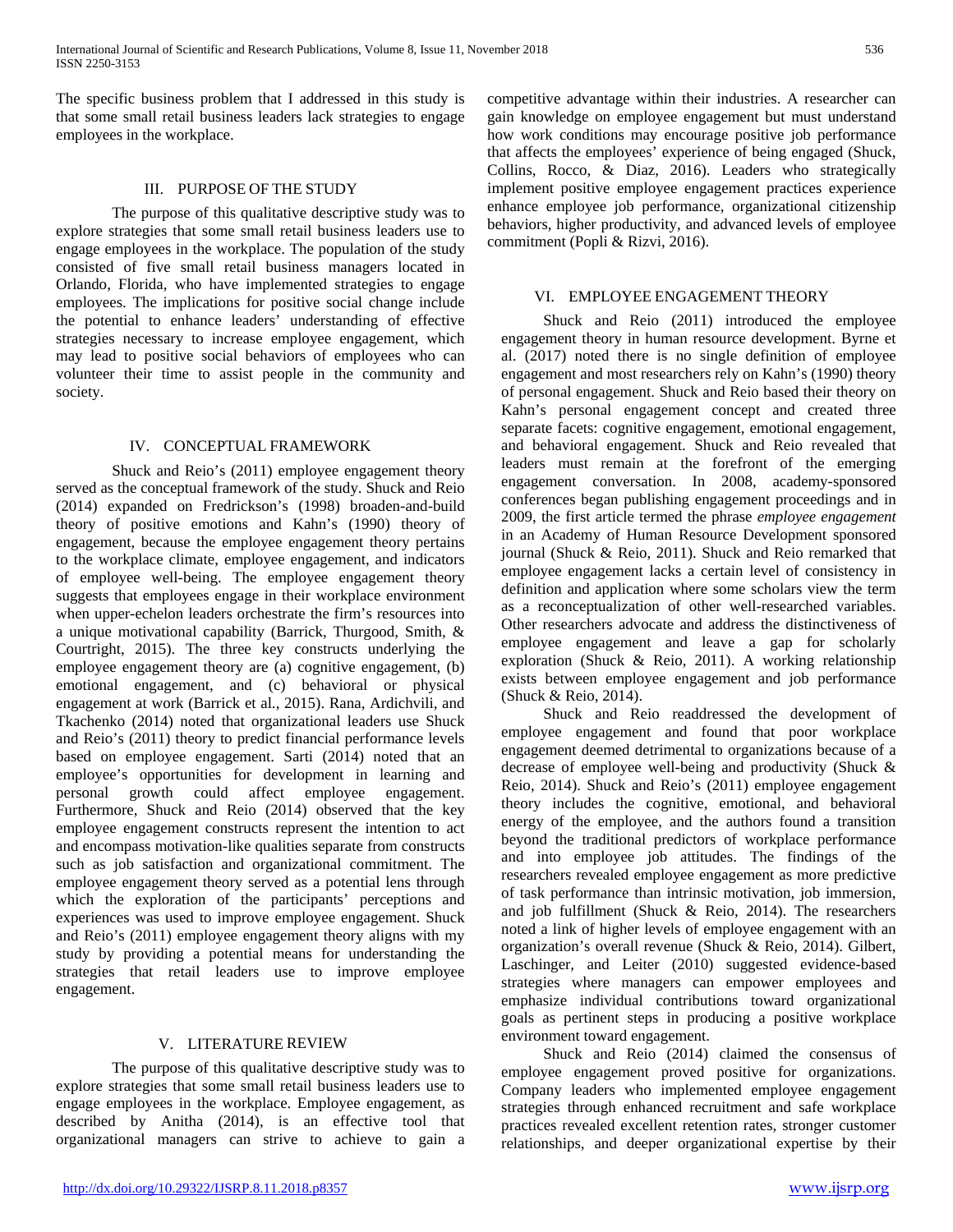The specific business problem that I addressed in this study is that some small retail business leaders lack strategies to engage employees in the workplace.

## III. PURPOSE OF THE STUDY

The purpose of this qualitative descriptive study was to explore strategies that some small retail business leaders use to engage employees in the workplace. The population of the study consisted of five small retail business managers located in Orlando, Florida, who have implemented strategies to engage employees. The implications for positive social change include the potential to enhance leaders' understanding of effective strategies necessary to increase employee engagement, which may lead to positive social behaviors of employees who can volunteer their time to assist people in the community and society.

## IV. CONCEPTUAL FRAMEWORK

Shuck and Reio's (2011) employee engagement theory served as the conceptual framework of the study. Shuck and Reio (2014) expanded on Fredrickson's (1998) broaden-and-build theory of positive emotions and Kahn's (1990) theory of engagement, because the employee engagement theory pertains to the workplace climate, employee engagement, and indicators of employee well-being. The employee engagement theory suggests that employees engage in their workplace environment when upper-echelon leaders orchestrate the firm's resources into a unique motivational capability (Barrick, Thurgood, Smith, & Courtright, 2015). The three key constructs underlying the employee engagement theory are (a) cognitive engagement, (b) emotional engagement, and (c) behavioral or physical engagement at work (Barrick et al., 2015). Rana, Ardichvili, and Tkachenko (2014) noted that organizational leaders use Shuck and Reio's (2011) theory to predict financial performance levels based on employee engagement. Sarti (2014) noted that an employee's opportunities for development in learning and personal growth could affect employee engagement. Furthermore, Shuck and Reio (2014) observed that the key employee engagement constructs represent the intention to act and encompass motivation-like qualities separate from constructs such as job satisfaction and organizational commitment. The employee engagement theory served as a potential lens through which the exploration of the participants' perceptions and experiences was used to improve employee engagement. Shuck and Reio's (2011) employee engagement theory aligns with my study by providing a potential means for understanding the strategies that retail leaders use to improve employee engagement.

## V. LITERATURE REVIEW

The purpose of this qualitative descriptive study was to explore strategies that some small retail business leaders use to engage employees in the workplace. Employee engagement, as described by Anitha (2014), is an effective tool that organizational managers can strive to achieve to gain a competitive advantage within their industries. A researcher can gain knowledge on employee engagement but must understand how work conditions may encourage positive job performance that affects the employees' experience of being engaged (Shuck, Collins, Rocco, & Diaz, 2016). Leaders who strategically implement positive employee engagement practices experience enhance employee job performance, organizational citizenship behaviors, higher productivity, and advanced levels of employee commitment (Popli & Rizvi, 2016).

## VI. EMPLOYEE ENGAGEMENT THEORY

Shuck and Reio (2011) introduced the employee engagement theory in human resource development. Byrne et al. (2017) noted there is no single definition of employee engagement and most researchers rely on Kahn's (1990) theory of personal engagement. Shuck and Reio based their theory on Kahn's personal engagement concept and created three separate facets: cognitive engagement, emotional engagement, and behavioral engagement. Shuck and Reio revealed that leaders must remain at the forefront of the emerging engagement conversation. In 2008, academy-sponsored conferences began publishing engagement proceedings and in 2009, the first article termed the phrase *employee engagement* in an Academy of Human Resource Development sponsored journal (Shuck & Reio, 2011). Shuck and Reio remarked that employee engagement lacks a certain level of consistency in definition and application where some scholars view the term as a reconceptualization of other well-researched variables. Other researchers advocate and address the distinctiveness of employee engagement and leave a gap for scholarly exploration (Shuck & Reio, 2011). A working relationship exists between employee engagement and job performance (Shuck & Reio, 2014).

Shuck and Reio readdressed the development of employee engagement and found that poor workplace engagement deemed detrimental to organizations because of a decrease of employee well-being and productivity (Shuck & Reio, 2014). Shuck and Reio's (2011) employee engagement theory includes the cognitive, emotional, and behavioral energy of the employee, and the authors found a transition beyond the traditional predictors of workplace performance and into employee job attitudes. The findings of the researchers revealed employee engagement as more predictive of task performance than intrinsic motivation, job immersion, and job fulfillment (Shuck & Reio, 2014). The researchers noted a link of higher levels of employee engagement with an organization's overall revenue (Shuck & Reio, 2014). Gilbert, Laschinger, and Leiter (2010) suggested evidence-based strategies where managers can empower employees and emphasize individual contributions toward organizational goals as pertinent steps in producing a positive workplace environment toward engagement.

Shuck and Reio (2014) claimed the consensus of employee engagement proved positive for organizations. Company leaders who implemented employee engagement strategies through enhanced recruitment and safe workplace practices revealed excellent retention rates, stronger customer relationships, and deeper organizational expertise by their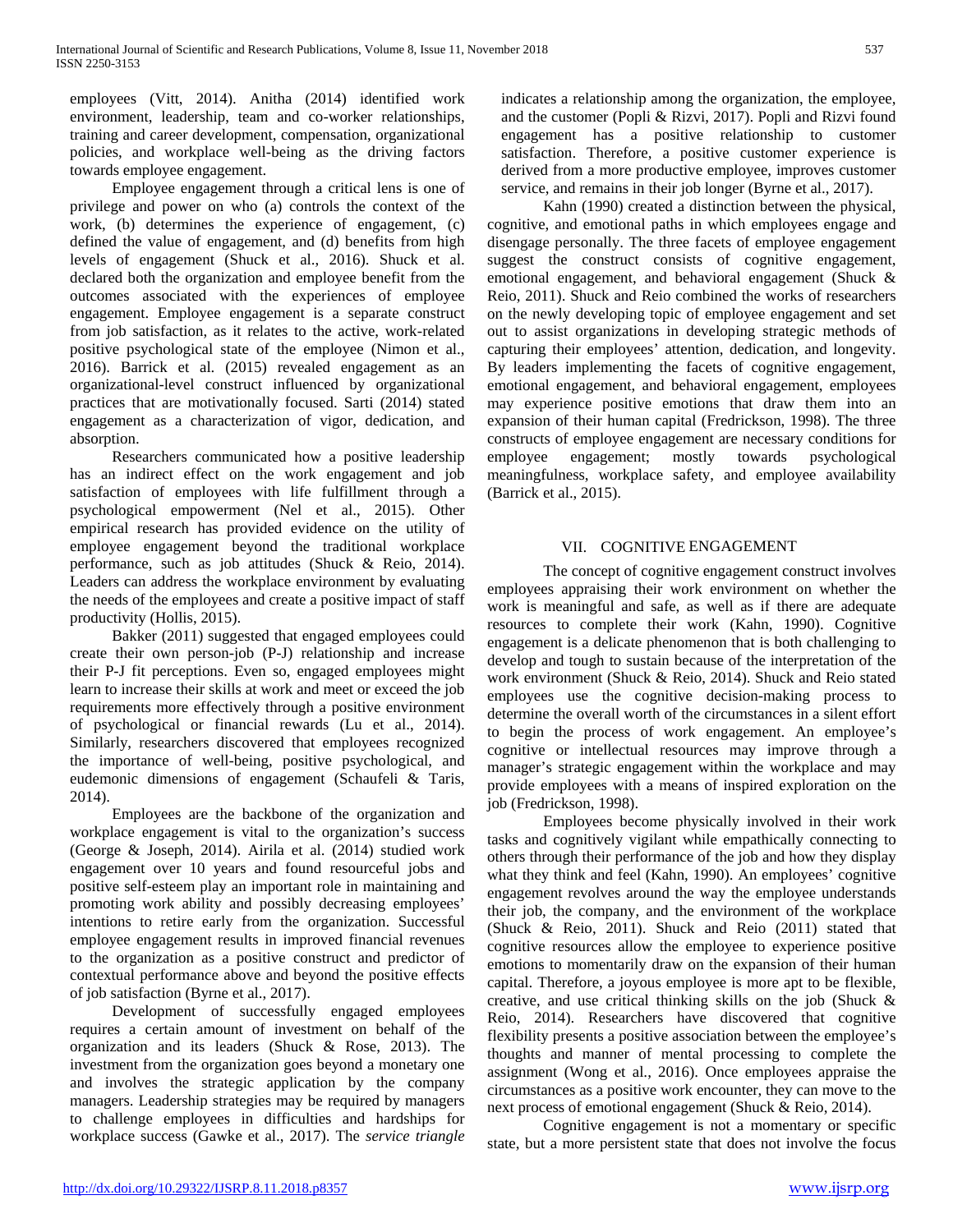employees (Vitt, 2014). Anitha (2014) identified work environment, leadership, team and co-worker relationships, training and career development, compensation, organizational policies, and workplace well-being as the driving factors towards employee engagement.

Employee engagement through a critical lens is one of privilege and power on who (a) controls the context of the work, (b) determines the experience of engagement, (c) defined the value of engagement, and (d) benefits from high levels of engagement (Shuck et al., 2016). Shuck et al. declared both the organization and employee benefit from the outcomes associated with the experiences of employee engagement. Employee engagement is a separate construct from job satisfaction, as it relates to the active, work-related positive psychological state of the employee (Nimon et al., 2016). Barrick et al. (2015) revealed engagement as an organizational-level construct influenced by organizational practices that are motivationally focused. Sarti (2014) stated engagement as a characterization of vigor, dedication, and absorption.

Researchers communicated how a positive leadership has an indirect effect on the work engagement and job satisfaction of employees with life fulfillment through a psychological empowerment (Nel et al., 2015). Other empirical research has provided evidence on the utility of employee engagement beyond the traditional workplace performance, such as job attitudes (Shuck & Reio, 2014). Leaders can address the workplace environment by evaluating the needs of the employees and create a positive impact of staff productivity (Hollis, 2015).

Bakker (2011) suggested that engaged employees could create their own person-job (P-J) relationship and increase their P-J fit perceptions. Even so, engaged employees might learn to increase their skills at work and meet or exceed the job requirements more effectively through a positive environment of psychological or financial rewards (Lu et al., 2014). Similarly, researchers discovered that employees recognized the importance of well-being, positive psychological, and eudemonic dimensions of engagement (Schaufeli & Taris, 2014).

Employees are the backbone of the organization and workplace engagement is vital to the organization's success (George & Joseph, 2014). Airila et al. (2014) studied work engagement over 10 years and found resourceful jobs and positive self-esteem play an important role in maintaining and promoting work ability and possibly decreasing employees' intentions to retire early from the organization. Successful employee engagement results in improved financial revenues to the organization as a positive construct and predictor of contextual performance above and beyond the positive effects of job satisfaction (Byrne et al., 2017).

Development of successfully engaged employees requires a certain amount of investment on behalf of the organization and its leaders (Shuck & Rose, 2013). The investment from the organization goes beyond a monetary one and involves the strategic application by the company managers. Leadership strategies may be required by managers to challenge employees in difficulties and hardships for workplace success (Gawke et al., 2017). The *service triangle* indicates a relationship among the organization, the employee, and the customer (Popli & Rizvi, 2017). Popli and Rizvi found engagement has a positive relationship to customer satisfaction. Therefore, a positive customer experience is derived from a more productive employee, improves customer service, and remains in their job longer (Byrne et al., 2017).

Kahn (1990) created a distinction between the physical, cognitive, and emotional paths in which employees engage and disengage personally. The three facets of employee engagement suggest the construct consists of cognitive engagement, emotional engagement, and behavioral engagement (Shuck & Reio, 2011). Shuck and Reio combined the works of researchers on the newly developing topic of employee engagement and set out to assist organizations in developing strategic methods of capturing their employees' attention, dedication, and longevity. By leaders implementing the facets of cognitive engagement, emotional engagement, and behavioral engagement, employees may experience positive emotions that draw them into an expansion of their human capital (Fredrickson, 1998). The three constructs of employee engagement are necessary conditions for employee engagement; mostly towards psychological meaningfulness, workplace safety, and employee availability (Barrick et al., 2015).

## VII. Cognitive Engagement

The concept of cognitive engagement construct involves employees appraising their work environment on whether the work is meaningful and safe, as well as if there are adequate resources to complete their work (Kahn, 1990). Cognitive engagement is a delicate phenomenon that is both challenging to develop and tough to sustain because of the interpretation of the work environment (Shuck & Reio, 2014). Shuck and Reio stated employees use the cognitive decision-making process to determine the overall worth of the circumstances in a silent effort to begin the process of work engagement. An employee's cognitive or intellectual resources may improve through a manager's strategic engagement within the workplace and may provide employees with a means of inspired exploration on the job (Fredrickson, 1998).

Employees become physically involved in their work tasks and cognitively vigilant while empathically connecting to others through their performance of the job and how they display what they think and feel (Kahn, 1990). An employees' cognitive engagement revolves around the way the employee understands their job, the company, and the environment of the workplace (Shuck & Reio, 2011). Shuck and Reio (2011) stated that cognitive resources allow the employee to experience positive emotions to momentarily draw on the expansion of their human capital. Therefore, a joyous employee is more apt to be flexible, creative, and use critical thinking skills on the job (Shuck & Reio, 2014). Researchers have discovered that cognitive flexibility presents a positive association between the employee's thoughts and manner of mental processing to complete the assignment (Wong et al., 2016). Once employees appraise the circumstances as a positive work encounter, they can move to the next process of emotional engagement (Shuck & Reio, 2014).

Cognitive engagement is not a momentary or specific state, but a more persistent state that does not involve the focus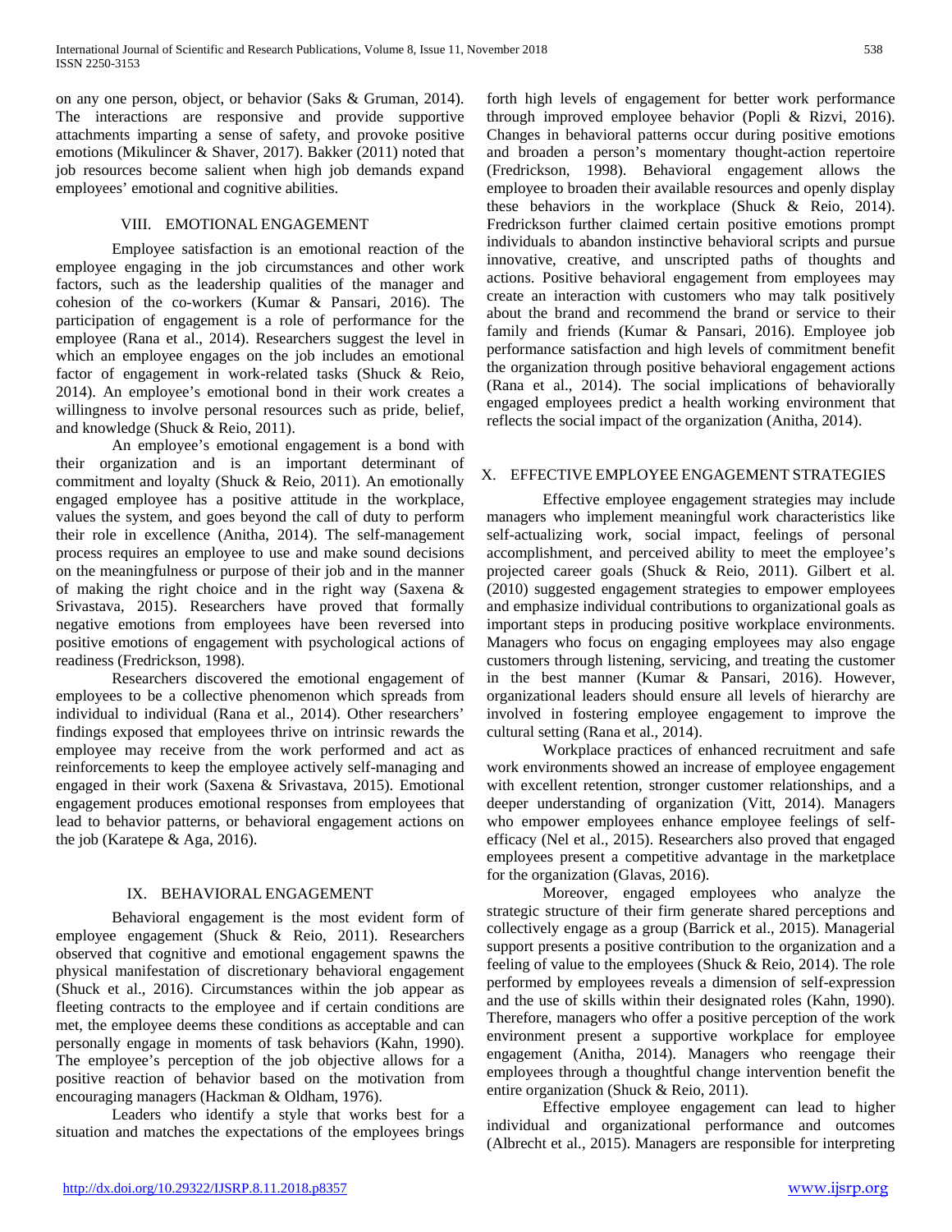on any one person, object, or behavior (Saks & Gruman, 2014). The interactions are responsive and provide supportive attachments imparting a sense of safety, and provoke positive emotions (Mikulincer & Shaver, 2017). Bakker (2011) noted that job resources become salient when high job demands expand employees' emotional and cognitive abilities.

## VIII. EMOTIONAL ENGAGEMENT

Employee satisfaction is an emotional reaction of the employee engaging in the job circumstances and other work factors, such as the leadership qualities of the manager and cohesion of the co-workers (Kumar & Pansari, 2016). The participation of engagement is a role of performance for the employee (Rana et al., 2014). Researchers suggest the level in which an employee engages on the job includes an emotional factor of engagement in work-related tasks (Shuck & Reio, 2014). An employee's emotional bond in their work creates a willingness to involve personal resources such as pride, belief, and knowledge (Shuck & Reio, 2011).

An employee's emotional engagement is a bond with their organization and is an important determinant of commitment and loyalty (Shuck & Reio, 2011). An emotionally engaged employee has a positive attitude in the workplace, values the system, and goes beyond the call of duty to perform their role in excellence (Anitha, 2014). The self-management process requires an employee to use and make sound decisions on the meaningfulness or purpose of their job and in the manner of making the right choice and in the right way (Saxena & Srivastava, 2015). Researchers have proved that formally negative emotions from employees have been reversed into positive emotions of engagement with psychological actions of readiness (Fredrickson, 1998).

Researchers discovered the emotional engagement of employees to be a collective phenomenon which spreads from individual to individual (Rana et al., 2014). Other researchers' findings exposed that employees thrive on intrinsic rewards the employee may receive from the work performed and act as reinforcements to keep the employee actively self-managing and engaged in their work (Saxena & Srivastava, 2015). Emotional engagement produces emotional responses from employees that lead to behavior patterns, or behavioral engagement actions on the job (Karatepe & Aga, 2016).

## IX. BEHAVIORAL ENGAGEMENT

Behavioral engagement is the most evident form of employee engagement (Shuck & Reio, 2011). Researchers observed that cognitive and emotional engagement spawns the physical manifestation of discretionary behavioral engagement (Shuck et al., 2016). Circumstances within the job appear as fleeting contracts to the employee and if certain conditions are met, the employee deems these conditions as acceptable and can personally engage in moments of task behaviors (Kahn, 1990). The employee's perception of the job objective allows for a positive reaction of behavior based on the motivation from encouraging managers (Hackman & Oldham, 1976).

Leaders who identify a style that works best for a situation and matches the expectations of the employees brings forth high levels of engagement for better work performance through improved employee behavior (Popli & Rizvi, 2016). Changes in behavioral patterns occur during positive emotions and broaden a person's momentary thought-action repertoire (Fredrickson, 1998). Behavioral engagement allows the employee to broaden their available resources and openly display these behaviors in the workplace (Shuck & Reio, 2014). Fredrickson further claimed certain positive emotions prompt individuals to abandon instinctive behavioral scripts and pursue innovative, creative, and unscripted paths of thoughts and actions. Positive behavioral engagement from employees may create an interaction with customers who may talk positively about the brand and recommend the brand or service to their family and friends (Kumar & Pansari, 2016). Employee job performance satisfaction and high levels of commitment benefit the organization through positive behavioral engagement actions (Rana et al., 2014). The social implications of behaviorally engaged employees predict a health working environment that reflects the social impact of the organization (Anitha, 2014).

## X. EFFECTIVE EMPLOYEE ENGAGEMENT STRATEGIES

Effective employee engagement strategies may include managers who implement meaningful work characteristics like self-actualizing work, social impact, feelings of personal accomplishment, and perceived ability to meet the employee's projected career goals (Shuck & Reio, 2011). Gilbert et al. (2010) suggested engagement strategies to empower employees and emphasize individual contributions to organizational goals as important steps in producing positive workplace environments. Managers who focus on engaging employees may also engage customers through listening, servicing, and treating the customer in the best manner (Kumar & Pansari, 2016). However, organizational leaders should ensure all levels of hierarchy are involved in fostering employee engagement to improve the cultural setting (Rana et al., 2014).

Workplace practices of enhanced recruitment and safe work environments showed an increase of employee engagement with excellent retention, stronger customer relationships, and a deeper understanding of organization (Vitt, 2014). Managers who empower employees enhance employee feelings of self-efficacy (Nel et al., 2015). Researchers also proved that engaged employees present a competitive advantage in the marketplace for the organization (Glavas, 2016).

Moreover, engaged employees who analyze the strategic structure of their firm generate shared perceptions and collectively engage as a group (Barrick et al., 2015). Managerial support presents a positive contribution to the organization and a feeling of value to the employees (Shuck & Reio, 2014). The role performed by employees reveals a dimension of self-expression and the use of skills within their designated roles (Kahn, 1990). Therefore, managers who offer a positive perception of the work environment present a supportive workplace for employee engagement (Anitha, 2014). Managers who reengage their employees through a thoughtful change intervention benefit the entire organization (Shuck & Reio, 2011).

Effective employee engagement can lead to higher individual and organizational performance and outcomes (Albrecht et al., 2015). Managers are responsible for interpreting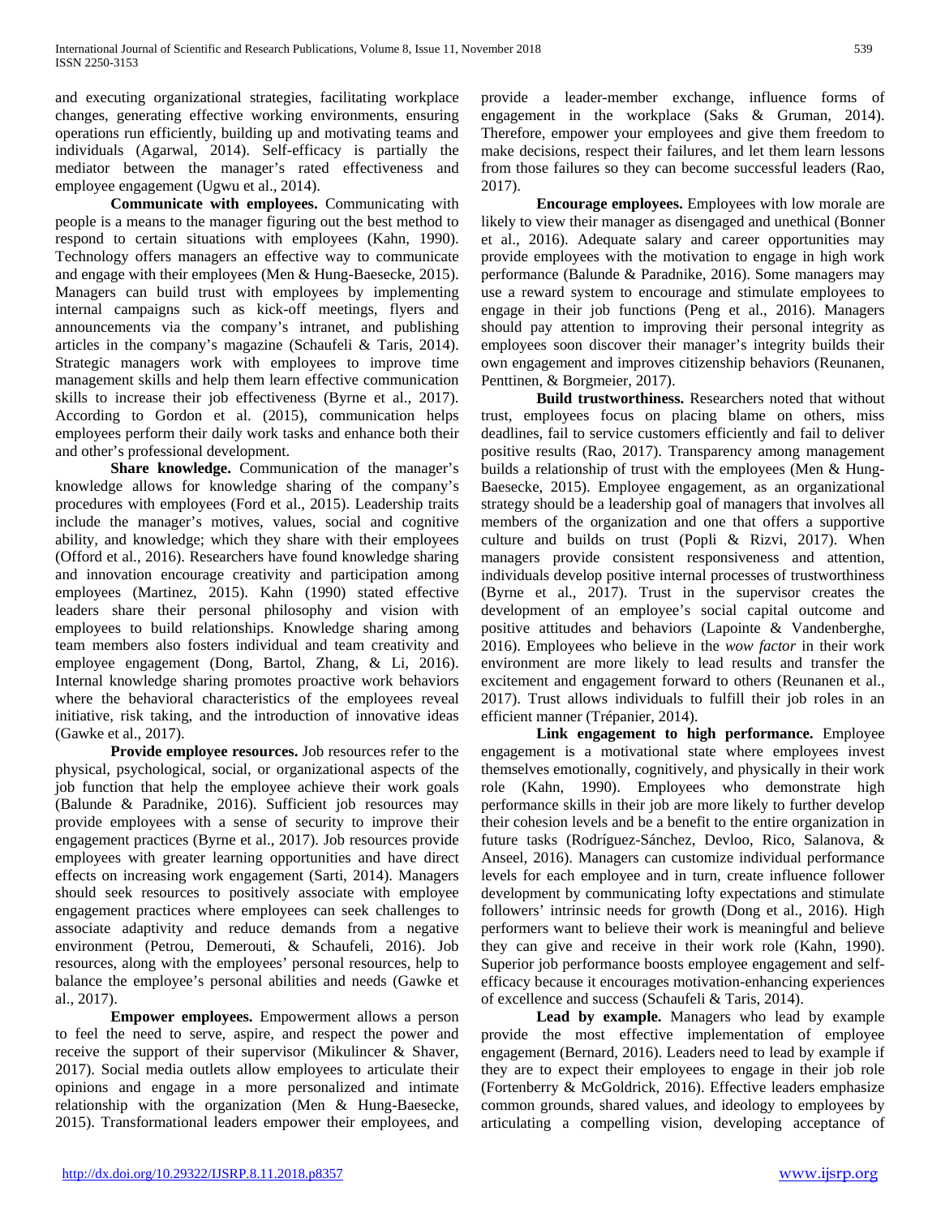and executing organizational strategies, facilitating workplace changes, generating effective working environments, ensuring operations run efficiently, building up and motivating teams and individuals (Agarwal, 2014). Self-efficacy is partially the mediator between the manager's rated effectiveness and employee engagement (Ugwu et al., 2014).

**Communicate with employees.** Communicating with people is a means to the manager figuring out the best method to respond to certain situations with employees (Kahn, 1990). Technology offers managers an effective way to communicate and engage with their employees (Men & Hung-Baesecke, 2015). Managers can build trust with employees by implementing internal campaigns such as kick-off meetings, flyers and announcements via the company's intranet, and publishing articles in the company's magazine (Schaufeli & Taris, 2014). Strategic managers work with employees to improve time management skills and help them learn effective communication skills to increase their job effectiveness (Byrne et al., 2017). According to Gordon et al. (2015), communication helps employees perform their daily work tasks and enhance both their and other's professional development.

**Share knowledge.** Communication of the manager's knowledge allows for knowledge sharing of the company's procedures with employees (Ford et al., 2015). Leadership traits include the manager's motives, values, social and cognitive ability, and knowledge; which they share with their employees (Offord et al., 2016). Researchers have found knowledge sharing and innovation encourage creativity and participation among employees (Martinez, 2015). Kahn (1990) stated effective leaders share their personal philosophy and vision with employees to build relationships. Knowledge sharing among team members also fosters individual and team creativity and employee engagement (Dong, Bartol, Zhang, & Li, 2016). Internal knowledge sharing promotes proactive work behaviors where the behavioral characteristics of the employees reveal initiative, risk taking, and the introduction of innovative ideas (Gawke et al., 2017).

**Provide employee resources.** Job resources refer to the physical, psychological, social, or organizational aspects of the job function that help the employee achieve their work goals (Balunde & Paradnike, 2016). Sufficient job resources may provide employees with a sense of security to improve their engagement practices (Byrne et al., 2017). Job resources provide employees with greater learning opportunities and have direct effects on increasing work engagement (Sarti, 2014). Managers should seek resources to positively associate with employee engagement practices where employees can seek challenges to associate adaptivity and reduce demands from a negative environment (Petrou, Demerouti, & Schaufeli, 2016). Job resources, along with the employees' personal resources, help to balance the employee's personal abilities and needs (Gawke et al., 2017).

**Empower employees.** Empowerment allows a person to feel the need to serve, aspire, and respect the power and receive the support of their supervisor (Mikulincer & Shaver, 2017). Social media outlets allow employees to articulate their opinions and engage in a more personalized and intimate relationship with the organization (Men & Hung-Baesecke, 2015). Transformational leaders empower their employees, and provide a leader-member exchange, influence forms of engagement in the workplace (Saks & Gruman, 2014). Therefore, empower your employees and give them freedom to make decisions, respect their failures, and let them learn lessons from those failures so they can become successful leaders (Rao, 2017).

**Encourage employees.** Employees with low morale are likely to view their manager as disengaged and unethical (Bonner et al., 2016). Adequate salary and career opportunities may provide employees with the motivation to engage in high work performance (Balunde & Paradnike, 2016). Some managers may use a reward system to encourage and stimulate employees to engage in their job functions (Peng et al., 2016). Managers should pay attention to improving their personal integrity as employees soon discover their manager's integrity builds their own engagement and improves citizenship behaviors (Reunanen, Penttinen, & Borgmeier, 2017).

**Build trustworthiness.** Researchers noted that without trust, employees focus on placing blame on others, miss deadlines, fail to service customers efficiently and fail to deliver positive results (Rao, 2017). Transparency among management builds a relationship of trust with the employees (Men & Hung-Baesecke, 2015). Employee engagement, as an organizational strategy should be a leadership goal of managers that involves all members of the organization and one that offers a supportive culture and builds on trust (Popli & Rizvi, 2017). When managers provide consistent responsiveness and attention, individuals develop positive internal processes of trustworthiness (Byrne et al., 2017). Trust in the supervisor creates the development of an employee's social capital outcome and positive attitudes and behaviors (Lapointe & Vandenberghe, 2016). Employees who believe in the *wow factor* in their work environment are more likely to lead results and transfer the excitement and engagement forward to others (Reunanen et al., 2017). Trust allows individuals to fulfill their job roles in an efficient manner (Trépanier, 2014).

**Link engagement to high performance.** Employee engagement is a motivational state where employees invest themselves emotionally, cognitively, and physically in their work role (Kahn, 1990). Employees who demonstrate high performance skills in their job are more likely to further develop their cohesion levels and be a benefit to the entire organization in future tasks (Rodríguez-Sánchez, Devloo, Rico, Salanova, & Anseel, 2016). Managers can customize individual performance levels for each employee and in turn, create influence follower development by communicating lofty expectations and stimulate followers' intrinsic needs for growth (Dong et al., 2016). High performers want to believe their work is meaningful and believe they can give and receive in their work role (Kahn, 1990). Superior job performance boosts employee engagement and self-efficacy because it encourages motivation-enhancing experiences of excellence and success (Schaufeli & Taris, 2014).

**Lead by example.** Managers who lead by example provide the most effective implementation of employee engagement (Bernard, 2016). Leaders need to lead by example if they are to expect their employees to engage in their job role (Fortenberry & McGoldrick, 2016). Effective leaders emphasize common grounds, shared values, and ideology to employees by articulating a compelling vision, developing acceptance of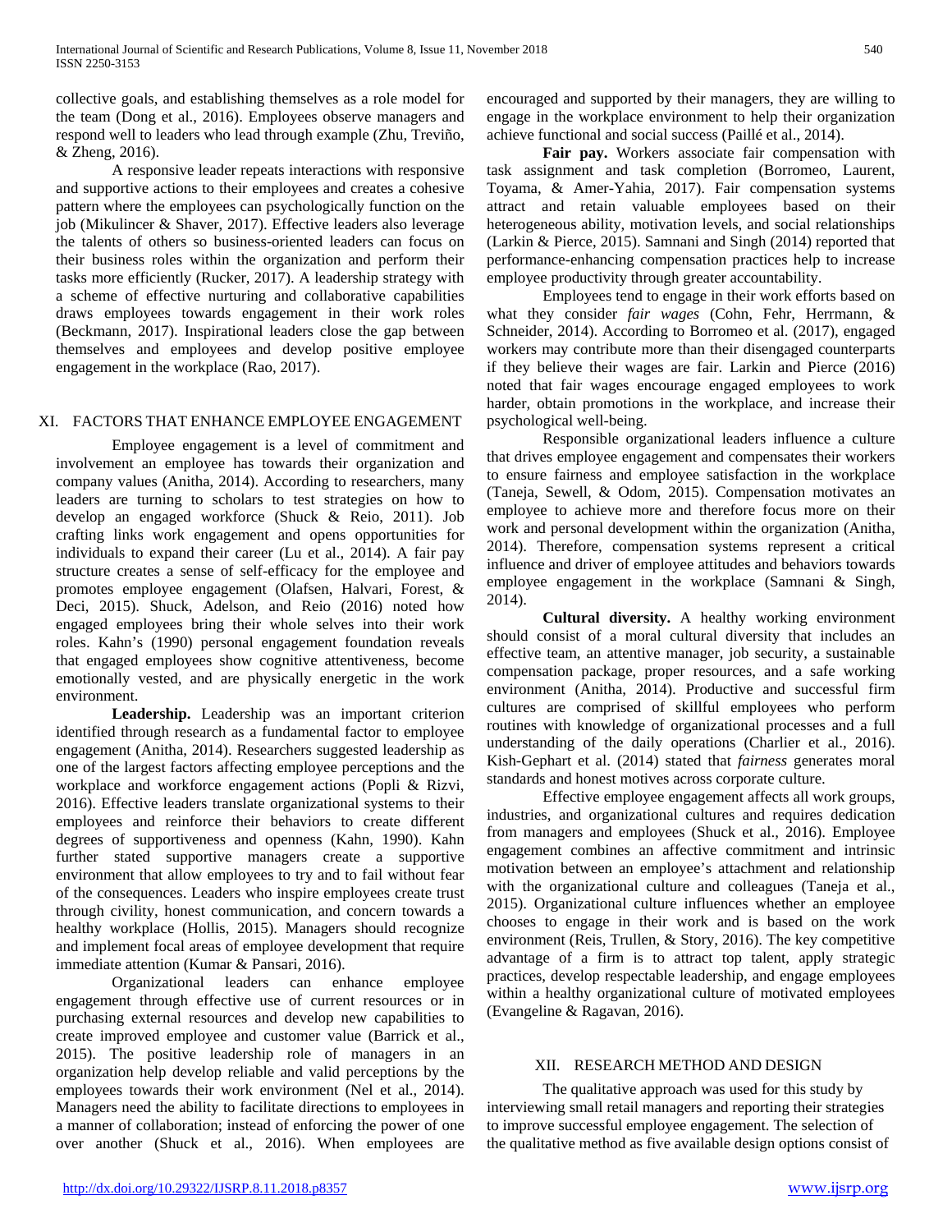collective goals, and establishing themselves as a role model for the team (Dong et al., 2016). Employees observe managers and respond well to leaders who lead through example (Zhu, Treviño, & Zheng, 2016).

A responsive leader repeats interactions with responsive and supportive actions to their employees and creates a cohesive pattern where the employees can psychologically function on the job (Mikulincer & Shaver, 2017). Effective leaders also leverage the talents of others so business-oriented leaders can focus on their business roles within the organization and perform their tasks more efficiently (Rucker, 2017). A leadership strategy with a scheme of effective nurturing and collaborative capabilities draws employees towards engagement in their work roles (Beckmann, 2017). Inspirational leaders close the gap between themselves and employees and develop positive employee engagement in the workplace (Rao, 2017).

## XI. FACTORS THAT ENHANCE EMPLOYEE ENGAGEMENT

Employee engagement is a level of commitment and involvement an employee has towards their organization and company values (Anitha, 2014). According to researchers, many leaders are turning to scholars to test strategies on how to develop an engaged workforce (Shuck & Reio, 2011). Job crafting links work engagement and opens opportunities for individuals to expand their career (Lu et al., 2014). A fair pay structure creates a sense of self-efficacy for the employee and promotes employee engagement (Olafsen, Halvari, Forest, & Deci, 2015). Shuck, Adelson, and Reio (2016) noted how engaged employees bring their whole selves into their work roles. Kahn's (1990) personal engagement foundation reveals that engaged employees show cognitive attentiveness, become emotionally vested, and are physically energetic in the work environment.

**Leadership.** Leadership was an important criterion identified through research as a fundamental factor to employee engagement (Anitha, 2014). Researchers suggested leadership as one of the largest factors affecting employee perceptions and the workplace and workforce engagement actions (Popli & Rizvi, 2016). Effective leaders translate organizational systems to their employees and reinforce their behaviors to create different degrees of supportiveness and openness (Kahn, 1990). Kahn further stated supportive managers create a supportive environment that allow employees to try and to fail without fear of the consequences. Leaders who inspire employees create trust through civility, honest communication, and concern towards a healthy workplace (Hollis, 2015). Managers should recognize and implement focal areas of employee development that require immediate attention (Kumar & Pansari, 2016).

Organizational leaders can enhance employee engagement through effective use of current resources or in purchasing external resources and develop new capabilities to create improved employee and customer value (Barrick et al., 2015). The positive leadership role of managers in an organization help develop reliable and valid perceptions by the employees towards their work environment (Nel et al., 2014). Managers need the ability to facilitate directions to employees in a manner of collaboration; instead of enforcing the power of one over another (Shuck et al., 2016). When employees are encouraged and supported by their managers, they are willing to engage in the workplace environment to help their organization achieve functional and social success (Paillé et al., 2014).

**Fair pay.** Workers associate fair compensation with task assignment and task completion (Borromeo, Laurent, Toyama, & Amer-Yahia, 2017). Fair compensation systems attract and retain valuable employees based on their heterogeneous ability, motivation levels, and social relationships (Larkin & Pierce, 2015). Samnani and Singh (2014) reported that performance-enhancing compensation practices help to increase employee productivity through greater accountability.

Employees tend to engage in their work efforts based on what they consider *fair wages* (Cohn, Fehr, Herrmann, & Schneider, 2014). According to Borromeo et al. (2017), engaged workers may contribute more than their disengaged counterparts if they believe their wages are fair. Larkin and Pierce (2016) noted that fair wages encourage engaged employees to work harder, obtain promotions in the workplace, and increase their psychological well-being.

Responsible organizational leaders influence a culture that drives employee engagement and compensates their workers to ensure fairness and employee satisfaction in the workplace (Taneja, Sewell, & Odom, 2015). Compensation motivates an employee to achieve more and therefore focus more on their work and personal development within the organization (Anitha, 2014). Therefore, compensation systems represent a critical influence and driver of employee attitudes and behaviors towards employee engagement in the workplace (Samnani & Singh, 2014).

**Cultural diversity.** A healthy working environment should consist of a moral cultural diversity that includes an effective team, an attentive manager, job security, a sustainable compensation package, proper resources, and a safe working environment (Anitha, 2014). Productive and successful firm cultures are comprised of skillful employees who perform routines with knowledge of organizational processes and a full understanding of the daily operations (Charlier et al., 2016). Kish-Gephart et al. (2014) stated that *fairness* generates moral standards and honest motives across corporate culture.

Effective employee engagement affects all work groups, industries, and organizational cultures and requires dedication from managers and employees (Shuck et al., 2016). Employee engagement combines an affective commitment and intrinsic motivation between an employee's attachment and relationship with the organizational culture and colleagues (Taneja et al., 2015). Organizational culture influences whether an employee chooses to engage in their work and is based on the work environment (Reis, Trullen, & Story, 2016). The key competitive advantage of a firm is to attract top talent, apply strategic practices, develop respectable leadership, and engage employees within a healthy organizational culture of motivated employees (Evangeline & Ragavan, 2016).

## XII. RESEARCH METHOD AND DESIGN

The qualitative approach was used for this study by interviewing small retail managers and reporting their strategies to improve successful employee engagement. The selection of the qualitative method as five available design options consist of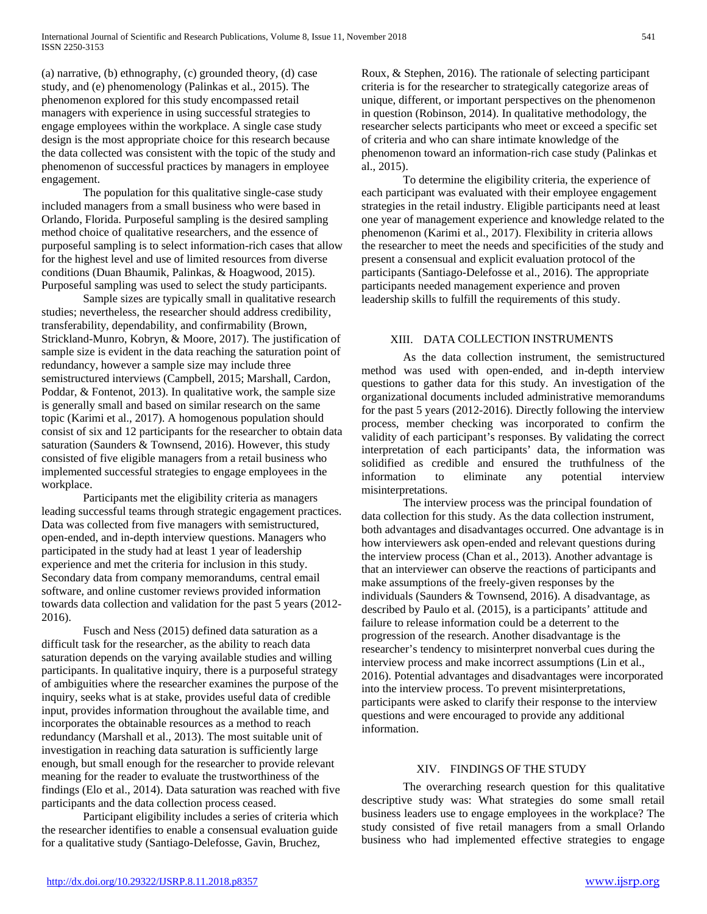(a) narrative, (b) ethnography, (c) grounded theory, (d) case study, and (e) phenomenology (Palinkas et al., 2015). The phenomenon explored for this study encompassed retail managers with experience in using successful strategies to engage employees within the workplace. A single case study design is the most appropriate choice for this research because the data collected was consistent with the topic of the study and phenomenon of successful practices by managers in employee engagement.

The population for this qualitative single-case study included managers from a small business who were based in Orlando, Florida. Purposeful sampling is the desired sampling method choice of qualitative researchers, and the essence of purposeful sampling is to select information-rich cases that allow for the highest level and use of limited resources from diverse conditions (Duan Bhaumik, Palinkas, & Hoagwood, 2015). Purposeful sampling was used to select the study participants.

Sample sizes are typically small in qualitative research studies; nevertheless, the researcher should address credibility, transferability, dependability, and confirmability (Brown, Strickland-Munro, Kobryn, & Moore, 2017). The justification of sample size is evident in the data reaching the saturation point of redundancy, however a sample size may include three semistructured interviews (Campbell, 2015; Marshall, Cardon, Poddar, & Fontenot, 2013). In qualitative work, the sample size is generally small and based on similar research on the same topic (Karimi et al., 2017). A homogenous population should consist of six and 12 participants for the researcher to obtain data saturation (Saunders & Townsend, 2016). However, this study consisted of five eligible managers from a retail business who implemented successful strategies to engage employees in the workplace.

Participants met the eligibility criteria as managers leading successful teams through strategic engagement practices. Data was collected from five managers with semistructured, open-ended, and in-depth interview questions. Managers who participated in the study had at least 1 year of leadership experience and met the criteria for inclusion in this study. Secondary data from company memorandums, central email software, and online customer reviews provided information towards data collection and validation for the past 5 years (2012-2016).

Fusch and Ness (2015) defined data saturation as a difficult task for the researcher, as the ability to reach data saturation depends on the varying available studies and willing participants. In qualitative inquiry, there is a purposeful strategy of ambiguities where the researcher examines the purpose of the inquiry, seeks what is at stake, provides useful data of credible input, provides information throughout the available time, and incorporates the obtainable resources as a method to reach redundancy (Marshall et al., 2013). The most suitable unit of investigation in reaching data saturation is sufficiently large enough, but small enough for the researcher to provide relevant meaning for the reader to evaluate the trustworthiness of the findings (Elo et al., 2014). Data saturation was reached with five participants and the data collection process ceased.

Participant eligibility includes a series of criteria which the researcher identifies to enable a consensual evaluation guide for a qualitative study (Santiago-Delefosse, Gavin, Bruchez, Roux, & Stephen, 2016). The rationale of selecting participant criteria is for the researcher to strategically categorize areas of unique, different, or important perspectives on the phenomenon in question (Robinson, 2014). In qualitative methodology, the researcher selects participants who meet or exceed a specific set of criteria and who can share intimate knowledge of the phenomenon toward an information-rich case study (Palinkas et al., 2015).

To determine the eligibility criteria, the experience of each participant was evaluated with their employee engagement strategies in the retail industry. Eligible participants need at least one year of management experience and knowledge related to the phenomenon (Karimi et al., 2017). Flexibility in criteria allows the researcher to meet the needs and specificities of the study and present a consensual and explicit evaluation protocol of the participants (Santiago-Delefosse et al., 2016). The appropriate participants needed management experience and proven leadership skills to fulfill the requirements of this study.

## XIII. Data Collection Instruments

As the data collection instrument, the semistructured method was used with open-ended, and in-depth interview questions to gather data for this study. An investigation of the organizational documents included administrative memorandums for the past 5 years (2012-2016). Directly following the interview process, member checking was incorporated to confirm the validity of each participant's responses. By validating the correct interpretation of each participants' data, the information was solidified as credible and ensured the truthfulness of the information to eliminate any potential interview misinterpretations.

The interview process was the principal foundation of data collection for this study. As the data collection instrument, both advantages and disadvantages occurred. One advantage is in how interviewers ask open-ended and relevant questions during the interview process (Chan et al., 2013). Another advantage is that an interviewer can observe the reactions of participants and make assumptions of the freely-given responses by the individuals (Saunders & Townsend, 2016). A disadvantage, as described by Paulo et al. (2015), is a participants' attitude and failure to release information could be a deterrent to the progression of the research. Another disadvantage is the researcher's tendency to misinterpret nonverbal cues during the interview process and make incorrect assumptions (Lin et al., 2016). Potential advantages and disadvantages were incorporated into the interview process. To prevent misinterpretations, participants were asked to clarify their response to the interview questions and were encouraged to provide any additional information.

## XIV. Findings of the Study

The overarching research question for this qualitative descriptive study was: What strategies do some small retail business leaders use to engage employees in the workplace? The study consisted of five retail managers from a small Orlando business who had implemented effective strategies to engage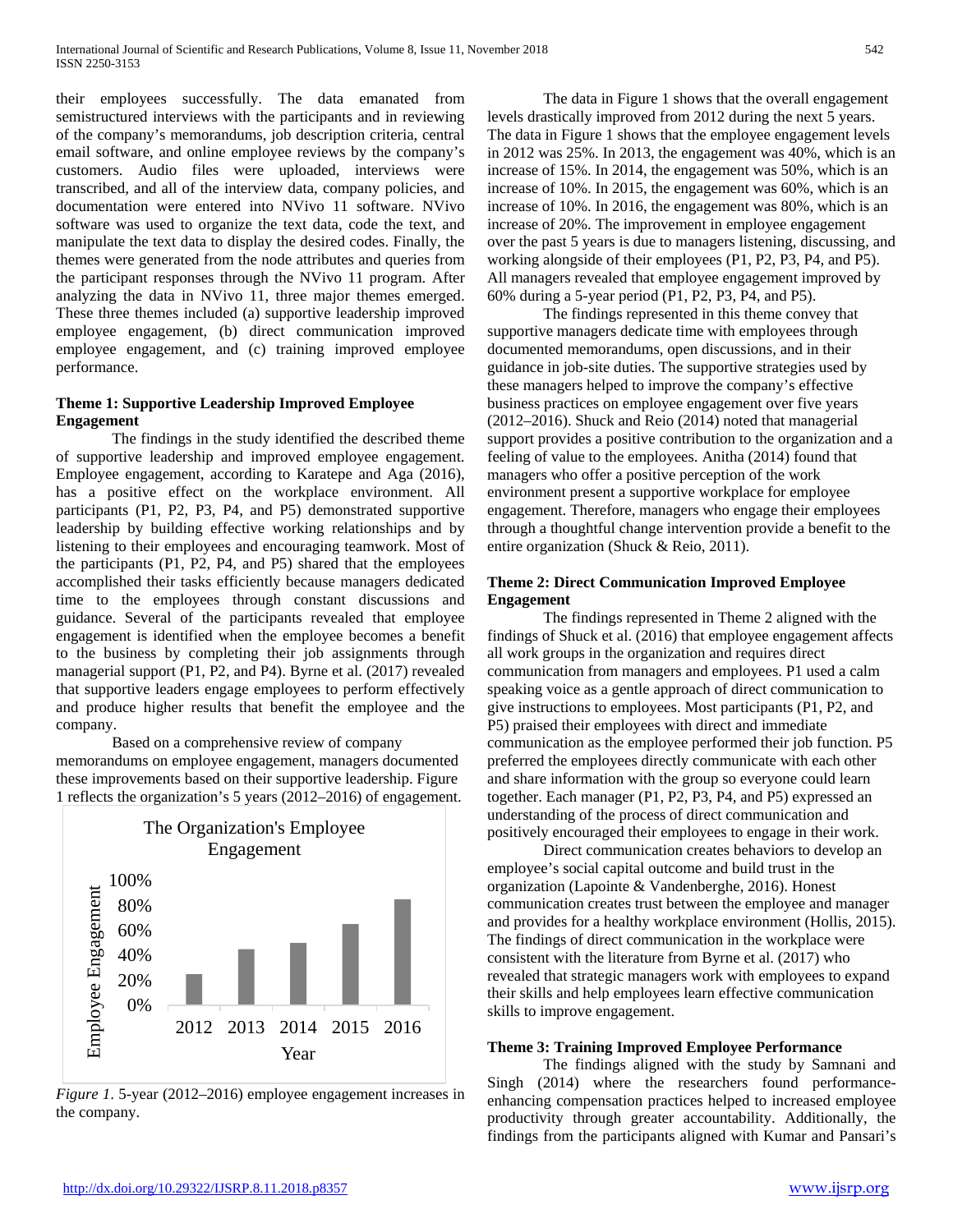their employees successfully. The data emanated from semistructured interviews with the participants and in reviewing of the company's memorandums, job description criteria, central email software, and online employee reviews by the company's customers. Audio files were uploaded, interviews were transcribed, and all of the interview data, company policies, and documentation were entered into NVivo 11 software. NVivo software was used to organize the text data, code the text, and manipulate the text data to display the desired codes. Finally, the themes were generated from the node attributes and queries from the participant responses through the NVivo 11 program. After analyzing the data in NVivo 11, three major themes emerged. These three themes included (a) supportive leadership improved employee engagement, (b) direct communication improved employee engagement, and (c) training improved employee performance.

### Theme 1: Supportive Leadership Improved Employee Engagement

The findings in the study identified the described theme of supportive leadership and improved employee engagement. Employee engagement, according to Karatepe and Aga (2016), has a positive effect on the workplace environment. All participants (P1, P2, P3, P4, and P5) demonstrated supportive leadership by building effective working relationships and by listening to their employees and encouraging teamwork. Most of the participants (P1, P2, P4, and P5) shared that the employees accomplished their tasks efficiently because managers dedicated time to the employees through constant discussions and guidance. Several of the participants revealed that employee engagement is identified when the employee becomes a benefit to the business by completing their job assignments through managerial support (P1, P2, and P4). Byrne et al. (2017) revealed that supportive leaders engage employees to perform effectively and produce higher results that benefit the employee and the company.

Based on a comprehensive review of company memorandums on employee engagement, managers documented these improvements based on their supportive leadership. Figure 1 reflects the organization's 5 years (2012–2016) of engagement.

The Organization's Employee Engagement

| Year | Employee Engagement |
|---|---|
| 2012 | 25% |
| 2013 | 40% |
| 2014 | 50% |
| 2015 | 60% |
| 2016 | 80% |

*Figure 1*. 5-year (2012–2016) employee engagement increases in the company.

The data in Figure 1 shows that the overall engagement levels drastically improved from 2012 during the next 5 years. The data in Figure 1 shows that the employee engagement levels in 2012 was 25%. In 2013, the engagement was 40%, which is an increase of 15%. In 2014, the engagement was 50%, which is an increase of 10%. In 2015, the engagement was 60%, which is an increase of 10%. In 2016, the engagement was 80%, which is an increase of 20%. The improvement in employee engagement over the past 5 years is due to managers listening, discussing, and working alongside of their employees (P1, P2, P3, P4, and P5). All managers revealed that employee engagement improved by 60% during a 5-year period (P1, P2, P3, P4, and P5).

The findings represented in this theme convey that supportive managers dedicate time with employees through documented memorandums, open discussions, and in their guidance in job-site duties. The supportive strategies used by these managers helped to improve the company's effective business practices on employee engagement over five years (2012–2016). Shuck and Reio (2014) noted that managerial support provides a positive contribution to the organization and a feeling of value to the employees. Anitha (2014) found that managers who offer a positive perception of the work environment present a supportive workplace for employee engagement. Therefore, managers who engage their employees through a thoughtful change intervention provide a benefit to the entire organization (Shuck & Reio, 2011).

### Theme 2: Direct Communication Improved Employee Engagement

The findings represented in Theme 2 aligned with the findings of Shuck et al. (2016) that employee engagement affects all work groups in the organization and requires direct communication from managers and employees. P1 used a calm speaking voice as a gentle approach of direct communication to give instructions to employees. Most participants (P1, P2, and P5) praised their employees with direct and immediate communication as the employee performed their job function. P5 preferred the employees directly communicate with each other and share information with the group so everyone could learn together. Each manager (P1, P2, P3, P4, and P5) expressed an understanding of the process of direct communication and positively encouraged their employees to engage in their work.

Direct communication creates behaviors to develop an employee's social capital outcome and build trust in the organization (Lapointe & Vandenberghe, 2016). Honest communication creates trust between the employee and manager and provides for a healthy workplace environment (Hollis, 2015). The findings of direct communication in the workplace were consistent with the literature from Byrne et al. (2017) who revealed that strategic managers work with employees to expand their skills and help employees learn effective communication skills to improve engagement.

### Theme 3: Training Improved Employee Performance

The findings aligned with the study by Samnani and Singh (2014) where the researchers found performance-enhancing compensation practices helped to increased employee productivity through greater accountability. Additionally, the findings from the participants aligned with Kumar and Pansari's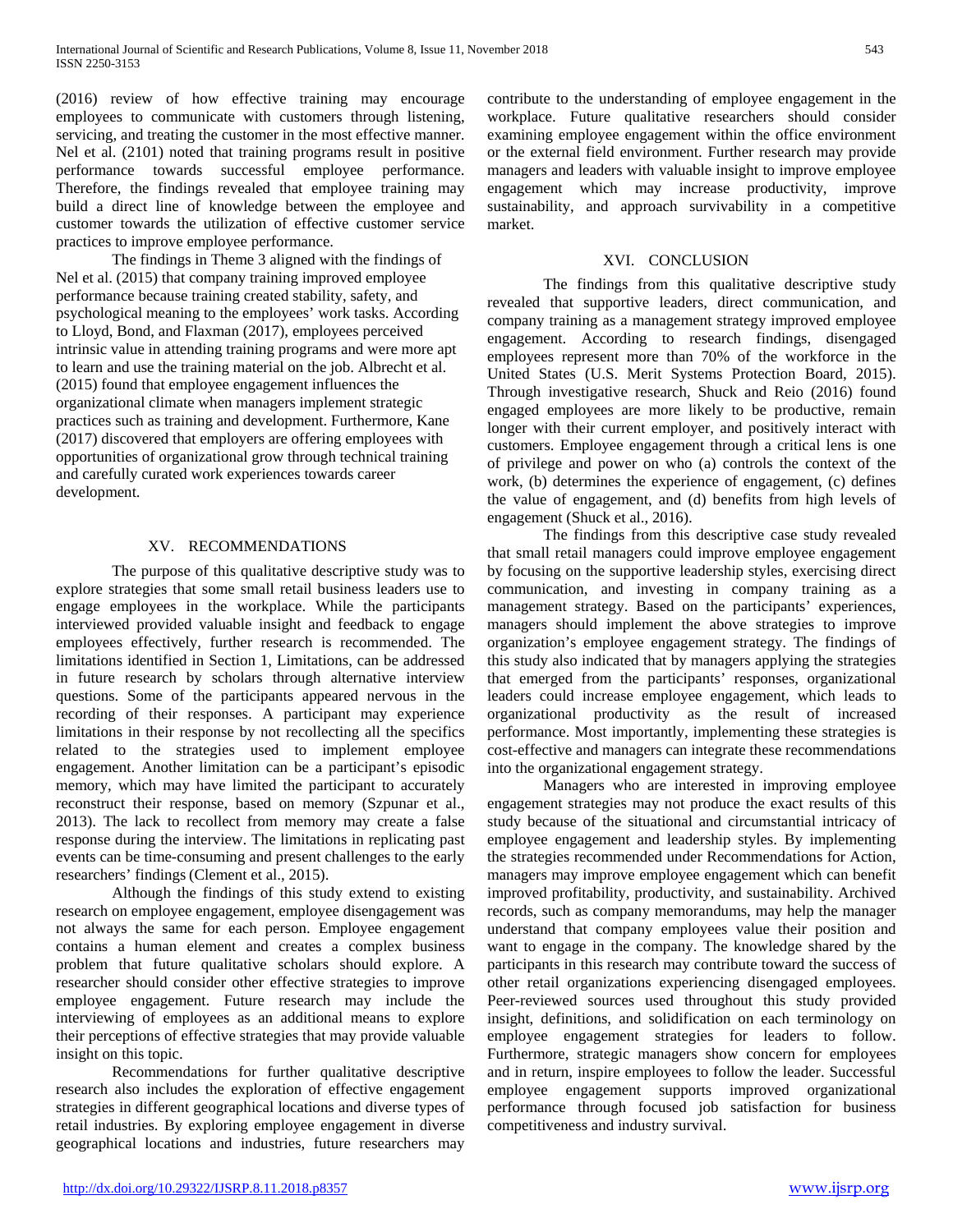(2016) review of how effective training may encourage employees to communicate with customers through listening, servicing, and treating the customer in the most effective manner. Nel et al. (2101) noted that training programs result in positive performance towards successful employee performance. Therefore, the findings revealed that employee training may build a direct line of knowledge between the employee and customer towards the utilization of effective customer service practices to improve employee performance.

The findings in Theme 3 aligned with the findings of Nel et al. (2015) that company training improved employee performance because training created stability, safety, and psychological meaning to the employees' work tasks. According to Lloyd, Bond, and Flaxman (2017), employees perceived intrinsic value in attending training programs and were more apt to learn and use the training material on the job. Albrecht et al. (2015) found that employee engagement influences the organizational climate when managers implement strategic practices such as training and development. Furthermore, Kane (2017) discovered that employers are offering employees with opportunities of organizational grow through technical training and carefully curated work experiences towards career development.

## XV. RECOMMENDATIONS

The purpose of this qualitative descriptive study was to explore strategies that some small retail business leaders use to engage employees in the workplace. While the participants interviewed provided valuable insight and feedback to engage employees effectively, further research is recommended. The limitations identified in Section 1, Limitations, can be addressed in future research by scholars through alternative interview questions. Some of the participants appeared nervous in the recording of their responses. A participant may experience limitations in their response by not recollecting all the specifics related to the strategies used to implement employee engagement. Another limitation can be a participant's episodic memory, which may have limited the participant to accurately reconstruct their response, based on memory (Szpunar et al., 2013). The lack to recollect from memory may create a false response during the interview. The limitations in replicating past events can be time-consuming and present challenges to the early researchers' findings (Clement et al., 2015).

Although the findings of this study extend to existing research on employee engagement, employee disengagement was not always the same for each person. Employee engagement contains a human element and creates a complex business problem that future qualitative scholars should explore. A researcher should consider other effective strategies to improve employee engagement. Future research may include the interviewing of employees as an additional means to explore their perceptions of effective strategies that may provide valuable insight on this topic.

Recommendations for further qualitative descriptive research also includes the exploration of effective engagement strategies in different geographical locations and diverse types of retail industries. By exploring employee engagement in diverse geographical locations and industries, future researchers may contribute to the understanding of employee engagement in the workplace. Future qualitative researchers should consider examining employee engagement within the office environment or the external field environment. Further research may provide managers and leaders with valuable insight to improve employee engagement which may increase productivity, improve sustainability, and approach survivability in a competitive market.

## XVI. CONCLUSION

The findings from this qualitative descriptive study revealed that supportive leaders, direct communication, and company training as a management strategy improved employee engagement. According to research findings, disengaged employees represent more than 70% of the workforce in the United States (U.S. Merit Systems Protection Board, 2015). Through investigative research, Shuck and Reio (2016) found engaged employees are more likely to be productive, remain longer with their current employer, and positively interact with customers. Employee engagement through a critical lens is one of privilege and power on who (a) controls the context of the work, (b) determines the experience of engagement, (c) defines the value of engagement, and (d) benefits from high levels of engagement (Shuck et al., 2016).

The findings from this descriptive case study revealed that small retail managers could improve employee engagement by focusing on the supportive leadership styles, exercising direct communication, and investing in company training as a management strategy. Based on the participants' experiences, managers should implement the above strategies to improve organization's employee engagement strategy. The findings of this study also indicated that by managers applying the strategies that emerged from the participants' responses, organizational leaders could increase employee engagement, which leads to organizational productivity as the result of increased performance. Most importantly, implementing these strategies is cost-effective and managers can integrate these recommendations into the organizational engagement strategy.

Managers who are interested in improving employee engagement strategies may not produce the exact results of this study because of the situational and circumstantial intricacy of employee engagement and leadership styles. By implementing the strategies recommended under Recommendations for Action, managers may improve employee engagement which can benefit improved profitability, productivity, and sustainability. Archived records, such as company memorandums, may help the manager understand that company employees value their position and want to engage in the company. The knowledge shared by the participants in this research may contribute toward the success of other retail organizations experiencing disengaged employees. Peer-reviewed sources used throughout this study provided insight, definitions, and solidification on each terminology on employee engagement strategies for leaders to follow. Furthermore, strategic managers show concern for employees and in return, inspire employees to follow the leader. Successful employee engagement supports improved organizational performance through focused job satisfaction for business competitiveness and industry survival.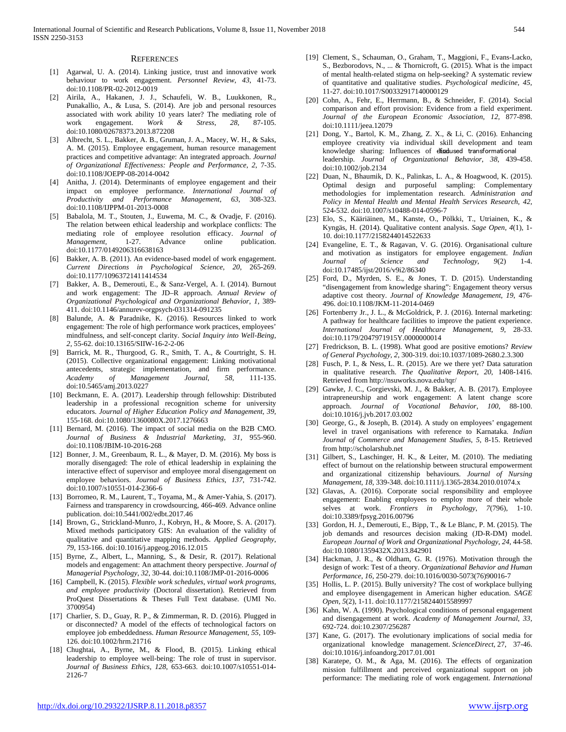## REFERENCES

[1] Agarwal, U. A. (2014). Linking justice, trust and innovative work behaviour to work engagement. *Personnel Review, 43*, 41-73. doi:10.1108/PR-02-2012-0019

[2] Airila, A., Hakanen, J. J., Schaufeli, W. B., Luukkonen, R., Punakallio, A., & Lusa, S. (2014). Are job and personal resources associated with work ability 10 years later? The mediating role of work engagement. *Work & Stress, 28*, 87-105. doi:10.1080/02678373.2013.872208

[3] Albrecht, S. L., Bakker, A. B., Gruman, J. A., Macey, W. H., & Saks, A. M. (2015). Employee engagement, human resource management practices and competitive advantage: An integrated approach. *Journal of Organizational Effectiveness: People and Performance, 2*, 7-35. doi:10.1108/JOEPP-08-2014-0042

[4] Anitha, J. (2014). Determinants of employee engagement and their impact on employee performance. *International Journal of Productivity and Performance Management, 63*, 308-323. doi:10.1108/IJPPM-01-2013-0008

[5] Babalola, M. T., Stouten, J., Euwema, M. C., & Ovadje, F. (2016). The relation between ethical leadership and workplace conflicts: The mediating role of employee resolution efficacy. *Journal of Management*, 1-27. Advance online publication. doi:10.1177/0149206316638163

[6] Bakker, A. B. (2011). An evidence-based model of work engagement. *Current Directions in Psychological Science, 20*, 265-269. doi:10.1177/0963721411414534

[7] Bakker, A. B., Demerouti, E., & Sanz-Vergel, A. I. (2014). Burnout and work engagement: The JD–R approach. *Annual Review of Organizational Psychological and Organizational Behavior, 1*, 389-411. doi:10.1146/annurev-orgpsych-031314-091235

[8] Balunde, A. & Paradnike, K. (2016). Resources linked to work engagement: The role of high performance work practices, employees' mindfulness, and self-concept clarity. *Social Inquiry into Well-Being, 2*, 55-62. doi:10.13165/SIIW-16-2-2-06

[9] Barrick, M. R., Thurgood, G. R., Smith, T. A., & Courtright, S. H. (2015). Collective organizational engagement: Linking motivational antecedents, strategic implementation, and firm performance. *Academy of Management Journal, 58*, 111-135. doi:10.5465/amj.2013.0227

[10] Beckmann, E. A. (2017). Leadership through fellowship: Distributed leadership in a professional recognition scheme for university educators. *Journal of Higher Education Policy and Management, 39*, 155-168. doi:10.1080/1360080X.2017.1276663

[11] Bernard, M. (2016). The impact of social media on the B2B CMO. *Journal of Business & Industrial Marketing, 31*, 955-960. doi:10.1108/JBIM-10-2016-268

[12] Bonner, J. M., Greenbaum, R. L., & Mayer, D. M. (2016). My boss is morally disengaged: The role of ethical leadership in explaining the interactive effect of supervisor and employee moral disengagement on employee behaviors. *Journal of Business Ethics, 137*, 731-742. doi:10.1007/s10551-014-2366-6

[13] Borromeo, R. M., Laurent, T., Toyama, M., & Amer-Yahia, S. (2017). Fairness and transparency in crowdsourcing, 466-469. Advance online publication. doi:10.5441/002/edbt.2017.46

[14] Brown, G., Strickland-Munro, J., Kobryn, H., & Moore, S. A. (2017). Mixed methods participatory GIS: An evaluation of the validity of qualitative and quantitative mapping methods. *Applied Geography, 79*, 153-166. doi:10.1016/j.apgeog.2016.12.015

[15] Byrne, Z., Albert, L., Manning, S., & Desir, R. (2017). Relational models and engagement: An attachment theory perspective. *Journal of Managerial Psychology, 32*, 30-44. doi:10.1108/JMP-01-2016-0006

[16] Campbell, K. (2015). *Flexible work schedules, virtual work programs, and employee productivity* (Doctoral dissertation). Retrieved from ProQuest Dissertations & Theses Full Text database. (UMI No. 3700954)

[17] Charlier, S. D., Guay, R. P., & Zimmerman, R. D. (2016). Plugged in or disconnected? A model of the effects of technological factors on employee job embeddedness. *Human Resource Management, 55*, 109-126. doi:10.1002/hrm.21716

[18] Chughtai, A., Byrne, M., & Flood, B. (2015). Linking ethical leadership to employee well-being: The role of trust in supervisor. *Journal of Business Ethics, 128*, 653-663. doi:10.1007/s10551-014-2126-7

[19] Clement, S., Schauman, O., Graham, T., Maggioni, F., Evans-Lacko, S., Bezborodovs, N., ... & Thornicroft, G. (2015). What is the impact of mental health-related stigma on help-seeking? A systematic review of quantitative and qualitative studies. *Psychological medicine, 45*, 11-27. doi:10.1017/S0033291714000129

[20] Cohn, A., Fehr, E., Herrmann, B., & Schneider, F. (2014). Social comparison and effort provision: Evidence from a field experiment. *Journal of the European Economic Association, 12*, 877-898. doi:10.1111/jeea.12079

[21] Dong, Y., Bartol, K. M., Zhang, Z. X., & Li, C. (2016). Enhancing employee creativity via individual skill development and team knowledge sharing: Influences of dual-focused transformational leadership. *Journal of Organizational Behavior, 38*, 439-458. doi:10.1002/job.2134

[22] Duan, N., Bhaumik, D. K., Palinkas, L. A., & Hoagwood, K. (2015). Optimal design and purposeful sampling: Complementary methodologies for implementation research. *Administration and Policy in Mental Health and Mental Health Services Research, 42*, 524-532. doi:10.1007/s10488-014-0596-7

[23] Elo, S., Kääriäinen, M., Kanste, O., Pölkki, T., Utriainen, K., & Kyngäs, H. (2014). Qualitative content analysis. *Sage Open, 4*(1), 1-10. doi:10.1177/2158244014522633

[24] Evangeline, E. T., & Ragavan, V. G. (2016). Organisational culture and motivation as instigators for employee engagement. *Indian Journal of Science and Technology, 9*(2) 1-4. doi:10.17485/ijst/2016/v9i2/86340

[25] Ford, D., Myrden, S. E., & Jones, T. D. (2015). Understanding "disengagement from knowledge sharing": Engagement theory versus adaptive cost theory. *Journal of Knowledge Management, 19*, 476-496. doi:10.1108/JKM-11-2014-0469

[26] Fortenberry Jr., J. L., & McGoldrick, P. J. (2016). Internal marketing: A pathway for healthcare facilities to improve the patient experience. *International Journal of Healthcare Management, 9*, 28-33. doi:10.1179/2047971915Y.0000000014

[27] Fredrickson, B. L. (1998). What good are positive emotions? *Review of General Psychology, 2*, 300-319. doi:10.1037/1089-2680.2.3.300

[28] Fusch, P. I., & Ness, L. R. (2015). Are we there yet? Data saturation in qualitative research. *The Qualitative Report, 20*, 1408-1416. Retrieved from http://nsuworks.nova.edu/tqr/

[29] Gawke, J. C., Gorgievski, M. J., & Bakker, A. B. (2017). Employee intrapreneurship and work engagement: A latent change score approach. *Journal of Vocational Behavior, 100*, 88-100. doi:10.1016/j.jvb.2017.03.002

[30] George, G., & Joseph, B. (2014). A study on employees' engagement level in travel organisations with reference to Karnataka. *Indian Journal of Commerce and Management Studies, 5*, 8-15. Retrieved from http://scholarshub.net

[31] Gilbert, S., Laschinger, H. K., & Leiter, M. (2010). The mediating effect of burnout on the relationship between structural empowerment and organizational citizenship behaviours. *Journal of Nursing Management, 18*, 339-348. doi:10.1111/j.1365-2834.2010.01074.x

[32] Glavas, A. (2016). Corporate social responsibility and employee engagement: Enabling employees to employ more of their whole selves at work. *Frontiers in Psychology, 7*(796), 1-10. doi:10.3389/fpsyg.2016.00796

[33] Gordon, H. J., Demerouti, E., Bipp, T., & Le Blanc, P. M. (2015). The job demands and resources decision making (JD-R-DM) model. *European Journal of Work and Organizational Psychology, 24*, 44-58. doi:10.1080/1359432X.2013.842901

[34] Hackman, J. R., & Oldham, G. R. (1976). Motivation through the design of work: Test of a theory. *Organizational Behavior and Human Performance, 16*, 250-279. doi:10.1016/0030-5073(76)90016-7

[35] Hollis, L. P. (2015). Bully university? The cost of workplace bullying and employee disengagement in American higher education. *SAGE Open, 5*(2), 1-11. doi:10.1177/2158244015589997

[36] Kahn, W. A. (1990). Psychological conditions of personal engagement and disengagement at work. *Academy of Management Journal, 33*, 692-724. doi:10.2307/256287

[37] Kane, G. (2017). The evolutionary implications of social media for organizational knowledge management. *ScienceDirect*, 27, 37-46. doi:10.1016/j.infoandorg.2017.01.001

[38] Karatepe, O. M., & Aga, M. (2016). The effects of organization mission fulfillment and perceived organizational support on job performance: The mediating role of work engagement. *International*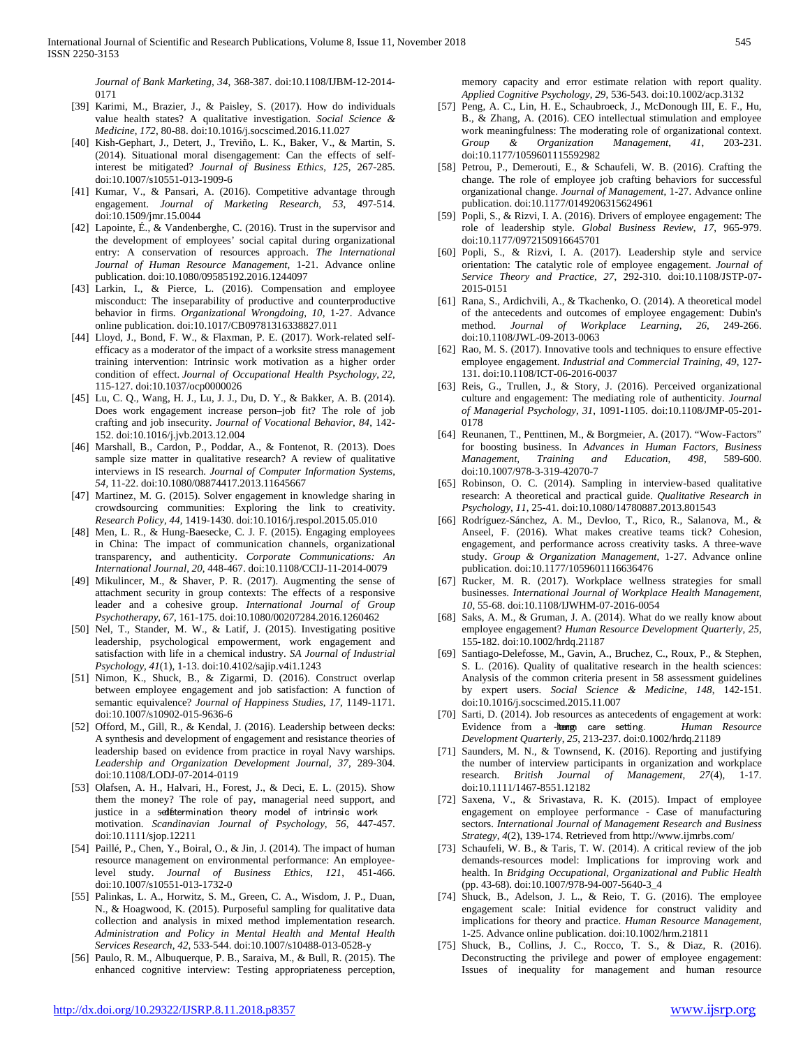*Journal of Bank Marketing*, *34*, 368-387. doi:10.1108/IJBM-12-2014-0171

[39] Karimi, M., Brazier, J., & Paisley, S. (2017). How do individuals value health states? A qualitative investigation. *Social Science & Medicine*, *172*, 80-88. doi:10.1016/j.socscimed.2016.11.027

[40] Kish-Gephart, J., Detert, J., Treviño, L. K., Baker, V., & Martin, S. (2014). Situational moral disengagement: Can the effects of self-interest be mitigated? *Journal of Business Ethics*, *125*, 267-285. doi:10.1007/s10551-013-1909-6

[41] Kumar, V., & Pansari, A. (2016). Competitive advantage through engagement. *Journal of Marketing Research*, *53*, 497-514. doi:10.1509/jmr.15.0044

[42] Lapointe, É., & Vandenberghe, C. (2016). Trust in the supervisor and the development of employees' social capital during organizational entry: A conservation of resources approach. *The International Journal of Human Resource Management*, 1-21. Advance online publication. doi:10.1080/09585192.2016.1244097

[43] Larkin, I., & Pierce, L. (2016). Compensation and employee misconduct: The inseparability of productive and counterproductive behavior in firms. *Organizational Wrongdoing*, *10*, 1-27. Advance online publication. doi:10.1017/CB09781316338827.011

[44] Lloyd, J., Bond, F. W., & Flaxman, P. E. (2017). Work-related self-efficacy as a moderator of the impact of a worksite stress management training intervention: Intrinsic work motivation as a higher order condition of effect. *Journal of Occupational Health Psychology*, *22*, 115-127. doi:10.1037/ocp0000026

[45] Lu, C. Q., Wang, H. J., Lu, J. J., Du, D. Y., & Bakker, A. B. (2014). Does work engagement increase person–job fit? The role of job crafting and job insecurity. *Journal of Vocational Behavior*, *84*, 142-152. doi:10.1016/j.jvb.2013.12.004

[46] Marshall, B., Cardon, P., Poddar, A., & Fontenot, R. (2013). Does sample size matter in qualitative research? A review of qualitative interviews in IS research. *Journal of Computer Information Systems*, *54*, 11-22. doi:10.1080/08874417.2013.11645667

[47] Martinez, M. G. (2015). Solver engagement in knowledge sharing in crowdsourcing communities: Exploring the link to creativity. *Research Policy*, *44*, 1419-1430. doi:10.1016/j.respol.2015.05.010

[48] Men, L. R., & Hung-Baesecke, C. J. F. (2015). Engaging employees in China: The impact of communication channels, organizational transparency, and authenticity. *Corporate Communications: An International Journal*, *20*, 448-467. doi:10.1108/CCIJ-11-2014-0079

[49] Mikulincer, M., & Shaver, P. R. (2017). Augmenting the sense of attachment security in group contexts: The effects of a responsive leader and a cohesive group. *International Journal of Group Psychotherapy*, *67*, 161-175. doi:10.1080/00207284.2016.1260462

[50] Nel, T., Stander, M. W., & Latif, J. (2015). Investigating positive leadership, psychological empowerment, work engagement and satisfaction with life in a chemical industry. *SA Journal of Industrial Psychology*, *41*(1), 1-13. doi:10.4102/sajip.v4i1.1243

[51] Nimon, K., Shuck, B., & Zigarmi, D. (2016). Construct overlap between employee engagement and job satisfaction: A function of semantic equivalence? *Journal of Happiness Studies*, *17*, 1149-1171. doi:10.1007/s10902-015-9636-6

[52] Offord, M., Gill, R., & Kendal, J. (2016). Leadership between decks: A synthesis and development of engagement and resistance theories of leadership based on evidence from practice in royal Navy warships. *Leadership and Organization Development Journal*, *37*, 289-304. doi:10.1108/LODJ-07-2014-0119

[53] Olafsen, A. H., Halvari, H., Forest, J., & Deci, E. L. (2015). Show them the money? The role of pay, managerial need support, and justice in a self-determination theory model of intrinsic work motivation. *Scandinavian Journal of Psychology*, *56*, 447-457. doi:10.1111/sjop.12211

[54] Paillé, P., Chen, Y., Boiral, O., & Jin, J. (2014). The impact of human resource management on environmental performance: An employee-level study. *Journal of Business Ethics*, *121*, 451-466. doi:10.1007/s10551-013-1732-0

[55] Palinkas, L. A., Horwitz, S. M., Green, C. A., Wisdom, J. P., Duan, N., & Hoagwood, K. (2015). Purposeful sampling for qualitative data collection and analysis in mixed method implementation research. *Administration and Policy in Mental Health and Mental Health Services Research*, *42*, 533-544. doi:10.1007/s10488-013-0528-y

[56] Paulo, R. M., Albuquerque, P. B., Saraiva, M., & Bull, R. (2015). The enhanced cognitive interview: Testing appropriateness perception, memory capacity and error estimate relation with report quality. *Applied Cognitive Psychology*, *29*, 536-543. doi:10.1002/acp.3132

[57] Peng, A. C., Lin, H. E., Schaubroeck, J., McDonough III, E. F., Hu, B., & Zhang, A. (2016). CEO intellectual stimulation and employee work meaningfulness: The moderating role of organizational context. *Group & Organization Management*, *41*, 203-231. doi:10.1177/1059601115592982

[58] Petrou, P., Demerouti, E., & Schaufeli, W. B. (2016). Crafting the change. The role of employee job crafting behaviors for successful organizational change. *Journal of Management*, 1-27. Advance online publication. doi:10.1177/0149206315624961

[59] Popli, S., & Rizvi, I. A. (2016). Drivers of employee engagement: The role of leadership style. *Global Business Review*, *17*, 965-979. doi:10.1177/0972150916645701

[60] Popli, S., & Rizvi, I. A. (2017). Leadership style and service orientation: The catalytic role of employee engagement. *Journal of Service Theory and Practice*, *27*, 292-310. doi:10.1108/JSTP-07-2015-0151

[61] Rana, S., Ardichvili, A., & Tkachenko, O. (2014). A theoretical model of the antecedents and outcomes of employee engagement: Dubin's method. *Journal of Workplace Learning*, *26*, 249-266. doi:10.1108/JWL-09-2013-0063

[62] Rao, M. S. (2017). Innovative tools and techniques to ensure effective employee engagement. *Industrial and Commercial Training*, *49*, 127-131. doi:10.1108/ICT-06-2016-0037

[63] Reis, G., Trullen, J., & Story, J. (2016). Perceived organizational culture and engagement: The mediating role of authenticity. *Journal of Managerial Psychology*, *31*, 1091-1105. doi:10.1108/JMP-05-201-0178

[64] Reunanen, T., Penttinen, M., & Borgmeier, A. (2017). "Wow-Factors" for boosting business. In *Advances in Human Factors, Business Management, Training and Education*, *498*, 589-600. doi:10.1007/978-3-319-42070-7

[65] Robinson, O. C. (2014). Sampling in interview-based qualitative research: A theoretical and practical guide. *Qualitative Research in Psychology*, *11*, 25-41. doi:10.1080/14780887.2013.801543

[66] Rodríguez-Sánchez, A. M., Devloo, T., Rico, R., Salanova, M., & Anseel, F. (2016). What makes creative teams tick? Cohesion, engagement, and performance across creativity tasks. A three-wave study. *Group & Organization Management*, 1-27. Advance online publication. doi:10.1177/1059601116636476

[67] Rucker, M. R. (2017). Workplace wellness strategies for small businesses. *International Journal of Workplace Health Management*, *10*, 55-68. doi:10.1108/IJWHM-07-2016-0054

[68] Saks, A. M., & Gruman, J. A. (2014). What do we really know about employee engagement? *Human Resource Development Quarterly*, *25*, 155-182. doi:10.1002/hrdq.21187

[69] Santiago-Delefosse, M., Gavin, A., Bruchez, C., Roux, P., & Stephen, S. L. (2016). Quality of qualitative research in the health sciences: Analysis of the common criteria present in 58 assessment guidelines by expert users. *Social Science & Medicine*, *148*, 142-151. doi:10.1016/j.socscimed.2015.11.007

[70] Sarti, D. (2014). Job resources as antecedents of engagement at work: Evidence from a long-term care setting. *Human Resource Development Quarterly*, *25*, 213-237. doi:0.1002/hrdq.21189

[71] Saunders, M. N., & Townsend, K. (2016). Reporting and justifying the number of interview participants in organization and workplace research. *British Journal of Management*, *27*(4), 1-17. doi:10.1111/1467-8551.12182

[72] Saxena, V., & Srivastava, R. K. (2015). Impact of employee engagement on employee performance - Case of manufacturing sectors. *International Journal of Management Research and Business Strategy*, *4*(2), 139-174. Retrieved from http://www.ijmrbs.com/

[73] Schaufeli, W. B., & Taris, T. W. (2014). A critical review of the job demands-resources model: Implications for improving work and health. In *Bridging Occupational, Organizational and Public Health* (pp. 43-68). doi:10.1007/978-94-007-5640-3_4

[74] Shuck, B., Adelson, J. L., & Reio, T. G. (2016). The employee engagement scale: Initial evidence for construct validity and implications for theory and practice. *Human Resource Management*, 1-25. Advance online publication. doi:10.1002/hrm.21811

[75] Shuck, B., Collins, J. C., Rocco, T. S., & Diaz, R. (2016). Deconstructing the privilege and power of employee engagement: Issues of inequality for management and human resource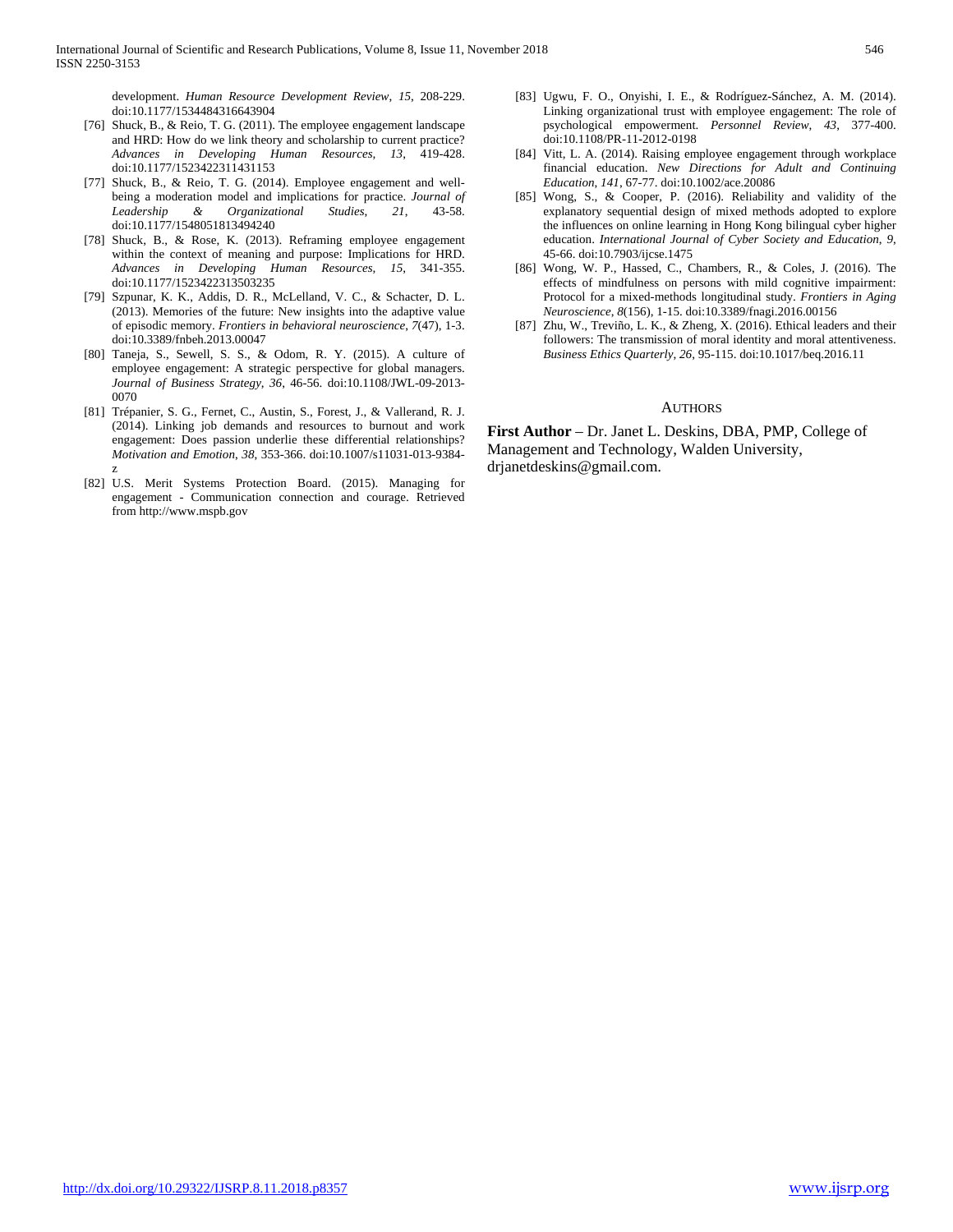development. *Human Resource Development Review, 15*, 208-229. doi:10.1177/1534484316643904

[76] Shuck, B., & Reio, T. G. (2011). The employee engagement landscape and HRD: How do we link theory and scholarship to current practice? *Advances in Developing Human Resources, 13*, 419-428. doi:10.1177/1523422311431153

[77] Shuck, B., & Reio, T. G. (2014). Employee engagement and well-being a moderation model and implications for practice. *Journal of Leadership & Organizational Studies, 21*, 43-58. doi:10.1177/1548051813494240

[78] Shuck, B., & Rose, K. (2013). Reframing employee engagement within the context of meaning and purpose: Implications for HRD. *Advances in Developing Human Resources, 15*, 341-355. doi:10.1177/1523422313503235

[79] Szpunar, K. K., Addis, D. R., McLelland, V. C., & Schacter, D. L. (2013). Memories of the future: New insights into the adaptive value of episodic memory. *Frontiers in behavioral neuroscience, 7*(47), 1-3. doi:10.3389/fnbeh.2013.00047

[80] Taneja, S., Sewell, S. S., & Odom, R. Y. (2015). A culture of employee engagement: A strategic perspective for global managers. *Journal of Business Strategy, 36*, 46-56. doi:10.1108/JWL-09-2013-0070

[81] Trépanier, S. G., Fernet, C., Austin, S., Forest, J., & Vallerand, R. J. (2014). Linking job demands and resources to burnout and work engagement: Does passion underlie these differential relationships? *Motivation and Emotion, 38*, 353-366. doi:10.1007/s11031-013-9384-z

[82] U.S. Merit Systems Protection Board. (2015). Managing for engagement - Communication connection and courage. Retrieved from http://www.mspb.gov

[83] Ugwu, F. O., Onyishi, I. E., & Rodríguez-Sánchez, A. M. (2014). Linking organizational trust with employee engagement: The role of psychological empowerment. *Personnel Review, 43*, 377-400. doi:10.1108/PR-11-2012-0198

[84] Vitt, L. A. (2014). Raising employee engagement through workplace financial education. *New Directions for Adult and Continuing Education, 141*, 67-77. doi:10.1002/ace.20086

[85] Wong, S., & Cooper, P. (2016). Reliability and validity of the explanatory sequential design of mixed methods adopted to explore the influences on online learning in Hong Kong bilingual cyber higher education. *International Journal of Cyber Society and Education, 9*, 45-66. doi:10.7903/ijcse.1475

[86] Wong, W. P., Hassed, C., Chambers, R., & Coles, J. (2016). The effects of mindfulness on persons with mild cognitive impairment: Protocol for a mixed-methods longitudinal study. *Frontiers in Aging Neuroscience, 8*(156), 1-15. doi:10.3389/fnagi.2016.00156

[87] Zhu, W., Treviño, L. K., & Zheng, X. (2016). Ethical leaders and their followers: The transmission of moral identity and moral attentiveness. *Business Ethics Quarterly, 26*, 95-115. doi:10.1017/beq.2016.11

## AUTHORS

**First Author** – Dr. Janet L. Deskins, DBA, PMP, College of Management and Technology, Walden University, drjanetdeskins@gmail.com.